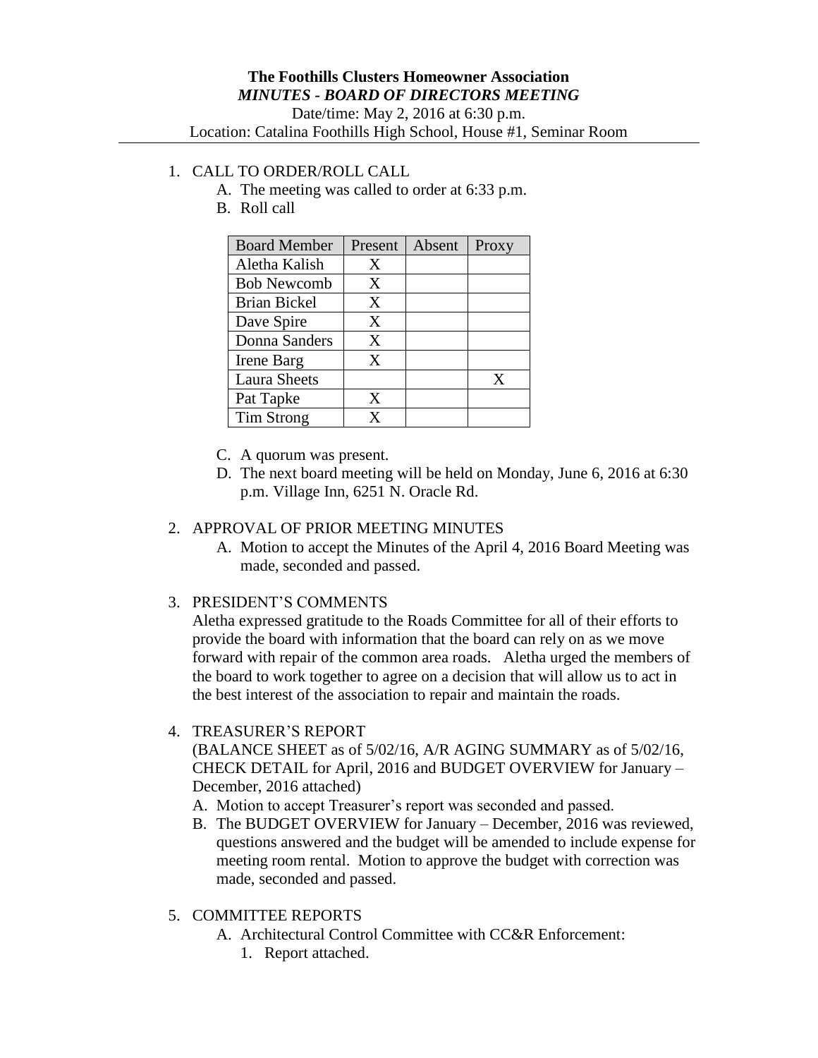**The Foothills Clusters Homeowner Association**

***MINUTES - BOARD OF DIRECTORS MEETING***

Date/time: May 2, 2016 at 6:30 p.m.

Location: Catalina Foothills High School, House #1, Seminar Room

---

1. CALL TO ORDER/ROLL CALL
   A. The meeting was called to order at 6:33 p.m.
   B. Roll call

| Board Member | Present | Absent | Proxy |
|---|---|---|---|
| Aletha Kalish | X | | |
| Bob Newcomb | X | | |
| Brian Bickel | X | | |
| Dave Spire | X | | |
| Donna Sanders | X | | |
| Irene Barg | X | | |
| Laura Sheets | | | X |
| Pat Tapke | X | | |
| Tim Strong | X | | |

   C. A quorum was present.
   D. The next board meeting will be held on Monday, June 6, 2016 at 6:30 p.m. Village Inn, 6251 N. Oracle Rd.

2. APPROVAL OF PRIOR MEETING MINUTES
   A. Motion to accept the Minutes of the April 4, 2016 Board Meeting was made, seconded and passed.

3. PRESIDENT'S COMMENTS

   Aletha expressed gratitude to the Roads Committee for all of their efforts to provide the board with information that the board can rely on as we move forward with repair of the common area roads. Aletha urged the members of the board to work together to agree on a decision that will allow us to act in the best interest of the association to repair and maintain the roads.

4. TREASURER'S REPORT

   (BALANCE SHEET as of 5/02/16, A/R AGING SUMMARY as of 5/02/16, CHECK DETAIL for April, 2016 and BUDGET OVERVIEW for January – December, 2016 attached)
   A. Motion to accept Treasurer's report was seconded and passed.
   B. The BUDGET OVERVIEW for January – December, 2016 was reviewed, questions answered and the budget will be amended to include expense for meeting room rental. Motion to approve the budget with correction was made, seconded and passed.

5. COMMITTEE REPORTS
   A. Architectural Control Committee with CC&R Enforcement:
      1. Report attached.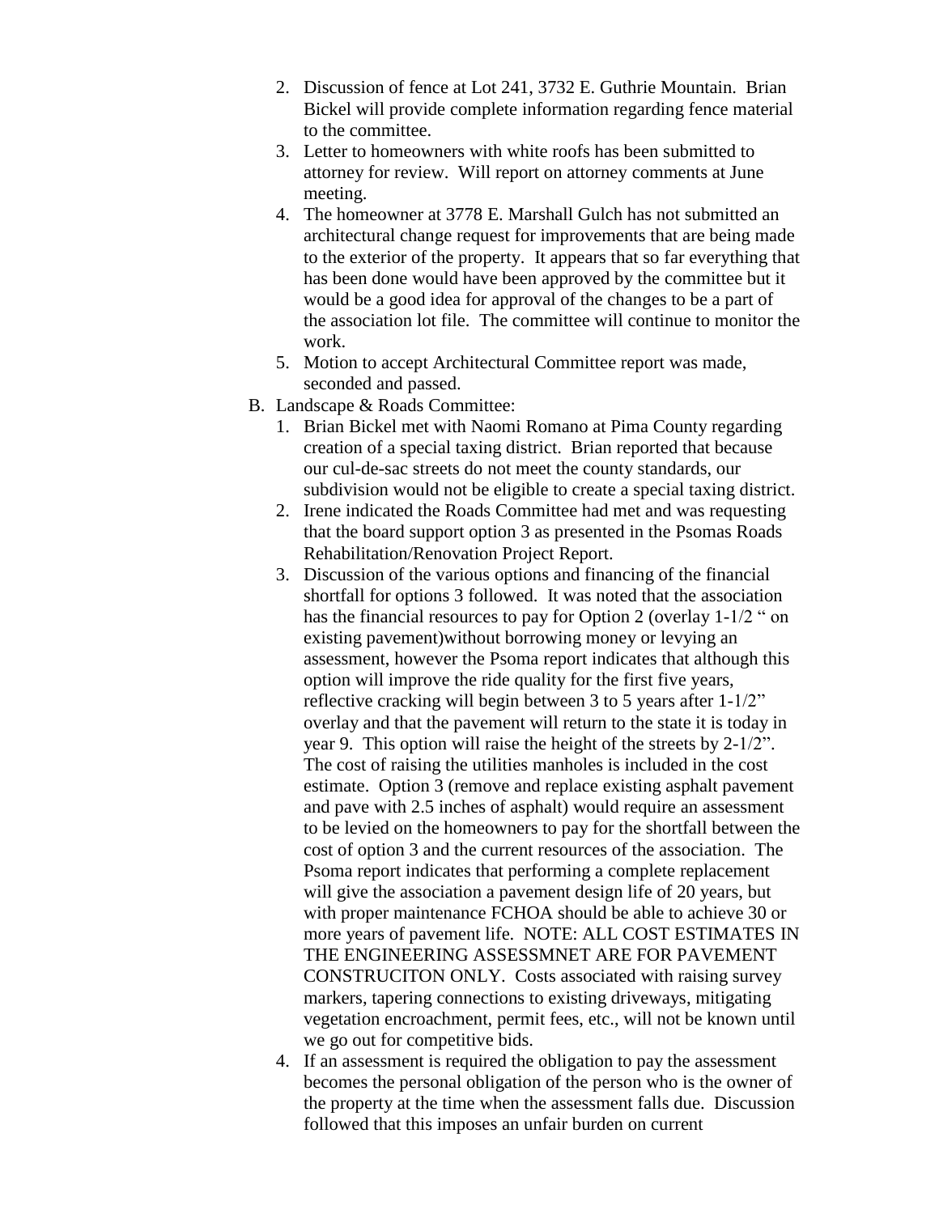2. Discussion of fence at Lot 241, 3732 E. Guthrie Mountain. Brian Bickel will provide complete information regarding fence material to the committee.
3. Letter to homeowners with white roofs has been submitted to attorney for review. Will report on attorney comments at June meeting.
4. The homeowner at 3778 E. Marshall Gulch has not submitted an architectural change request for improvements that are being made to the exterior of the property. It appears that so far everything that has been done would have been approved by the committee but it would be a good idea for approval of the changes to be a part of the association lot file. The committee will continue to monitor the work.
5. Motion to accept Architectural Committee report was made, seconded and passed.

B. Landscape & Roads Committee:

1. Brian Bickel met with Naomi Romano at Pima County regarding creation of a special taxing district. Brian reported that because our cul-de-sac streets do not meet the county standards, our subdivision would not be eligible to create a special taxing district.
2. Irene indicated the Roads Committee had met and was requesting that the board support option 3 as presented in the Psomas Roads Rehabilitation/Renovation Project Report.
3. Discussion of the various options and financing of the financial shortfall for options 3 followed. It was noted that the association has the financial resources to pay for Option 2 (overlay 1-1/2 " on existing pavement)without borrowing money or levying an assessment, however the Psoma report indicates that although this option will improve the ride quality for the first five years, reflective cracking will begin between 3 to 5 years after 1-1/2" overlay and that the pavement will return to the state it is today in year 9. This option will raise the height of the streets by 2-1/2". The cost of raising the utilities manholes is included in the cost estimate. Option 3 (remove and replace existing asphalt pavement and pave with 2.5 inches of asphalt) would require an assessment to be levied on the homeowners to pay for the shortfall between the cost of option 3 and the current resources of the association. The Psoma report indicates that performing a complete replacement will give the association a pavement design life of 20 years, but with proper maintenance FCHOA should be able to achieve 30 or more years of pavement life. NOTE: ALL COST ESTIMATES IN THE ENGINEERING ASSESSMNET ARE FOR PAVEMENT CONSTRUCITON ONLY. Costs associated with raising survey markers, tapering connections to existing driveways, mitigating vegetation encroachment, permit fees, etc., will not be known until we go out for competitive bids.
4. If an assessment is required the obligation to pay the assessment becomes the personal obligation of the person who is the owner of the property at the time when the assessment falls due. Discussion followed that this imposes an unfair burden on current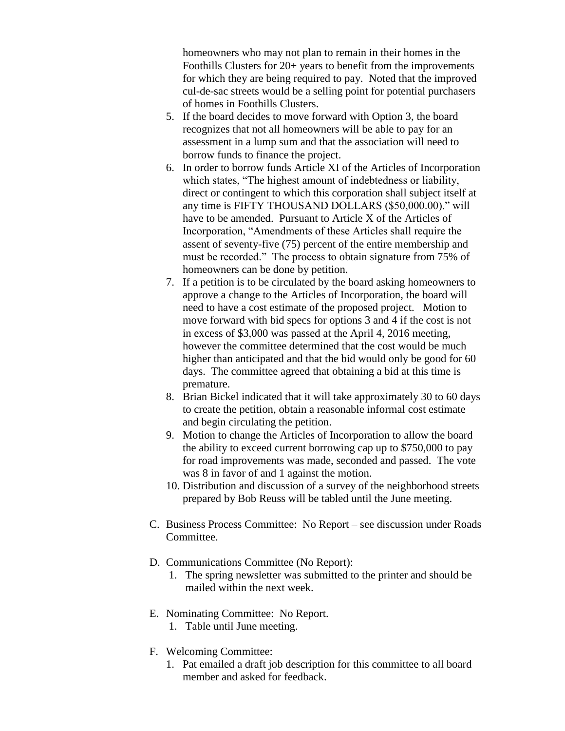homeowners who may not plan to remain in their homes in the Foothills Clusters for 20+ years to benefit from the improvements for which they are being required to pay. Noted that the improved cul-de-sac streets would be a selling point for potential purchasers of homes in Foothills Clusters.

5. If the board decides to move forward with Option 3, the board recognizes that not all homeowners will be able to pay for an assessment in a lump sum and that the association will need to borrow funds to finance the project.
6. In order to borrow funds Article XI of the Articles of Incorporation which states, "The highest amount of indebtedness or liability, direct or contingent to which this corporation shall subject itself at any time is FIFTY THOUSAND DOLLARS ($50,000.00)." will have to be amended. Pursuant to Article X of the Articles of Incorporation, "Amendments of these Articles shall require the assent of seventy-five (75) percent of the entire membership and must be recorded." The process to obtain signature from 75% of homeowners can be done by petition.
7. If a petition is to be circulated by the board asking homeowners to approve a change to the Articles of Incorporation, the board will need to have a cost estimate of the proposed project. Motion to move forward with bid specs for options 3 and 4 if the cost is not in excess of $3,000 was passed at the April 4, 2016 meeting, however the committee determined that the cost would be much higher than anticipated and that the bid would only be good for 60 days. The committee agreed that obtaining a bid at this time is premature.
8. Brian Bickel indicated that it will take approximately 30 to 60 days to create the petition, obtain a reasonable informal cost estimate and begin circulating the petition.
9. Motion to change the Articles of Incorporation to allow the board the ability to exceed current borrowing cap up to $750,000 to pay for road improvements was made, seconded and passed. The vote was 8 in favor of and 1 against the motion.
10. Distribution and discussion of a survey of the neighborhood streets prepared by Bob Reuss will be tabled until the June meeting.

C. Business Process Committee: No Report – see discussion under Roads Committee.

D. Communications Committee (No Report):
   1. The spring newsletter was submitted to the printer and should be mailed within the next week.

E. Nominating Committee: No Report.
   1. Table until June meeting.

F. Welcoming Committee:
   1. Pat emailed a draft job description for this committee to all board member and asked for feedback.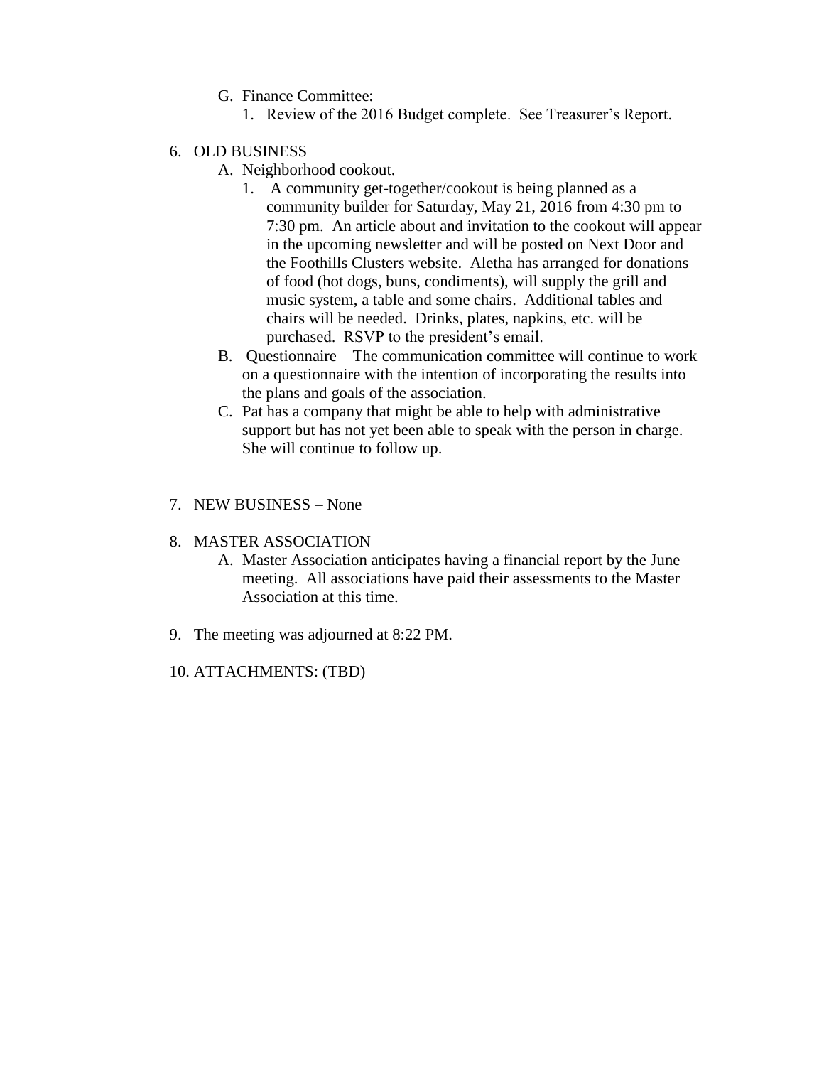G. Finance Committee:
   1. Review of the 2016 Budget complete. See Treasurer's Report.

6. OLD BUSINESS
   A. Neighborhood cookout.
      1. A community get-together/cookout is being planned as a community builder for Saturday, May 21, 2016 from 4:30 pm to 7:30 pm. An article about and invitation to the cookout will appear in the upcoming newsletter and will be posted on Next Door and the Foothills Clusters website. Aletha has arranged for donations of food (hot dogs, buns, condiments), will supply the grill and music system, a table and some chairs. Additional tables and chairs will be needed. Drinks, plates, napkins, etc. will be purchased. RSVP to the president's email.
   B. Questionnaire – The communication committee will continue to work on a questionnaire with the intention of incorporating the results into the plans and goals of the association.
   C. Pat has a company that might be able to help with administrative support but has not yet been able to speak with the person in charge. She will continue to follow up.

7. NEW BUSINESS – None

8. MASTER ASSOCIATION
   A. Master Association anticipates having a financial report by the June meeting. All associations have paid their assessments to the Master Association at this time.

9. The meeting was adjourned at 8:22 PM.

10. ATTACHMENTS: (TBD)